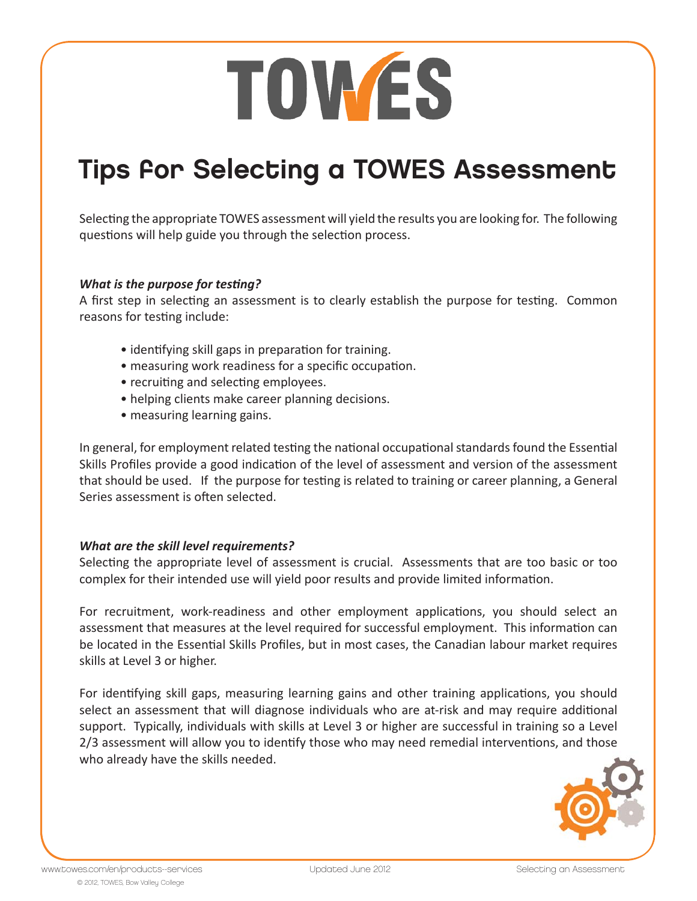# TOWES

## Tips for Selecting a TOWES Assessment

Selecting the appropriate TOWES assessment will yield the results you are looking for. The following questions will help guide you through the selection process.

***What is the purpose for testing?***

A first step in selecting an assessment is to clearly establish the purpose for testing. Common reasons for testing include:

- identifying skill gaps in preparation for training.
- measuring work readiness for a specific occupation.
- recruiting and selecting employees.
- helping clients make career planning decisions.
- measuring learning gains.

In general, for employment related testing the national occupational standards found the Essential Skills Profiles provide a good indication of the level of assessment and version of the assessment that should be used. If the purpose for testing is related to training or career planning, a General Series assessment is often selected.

***What are the skill level requirements?***

Selecting the appropriate level of assessment is crucial. Assessments that are too basic or too complex for their intended use will yield poor results and provide limited information.

For recruitment, work-readiness and other employment applications, you should select an assessment that measures at the level required for successful employment. This information can be located in the Essential Skills Profiles, but in most cases, the Canadian labour market requires skills at Level 3 or higher.

For identifying skill gaps, measuring learning gains and other training applications, you should select an assessment that will diagnose individuals who are at-risk and may require additional support. Typically, individuals with skills at Level 3 or higher are successful in training so a Level 2/3 assessment will allow you to identify those who may need remedial interventions, and those who already have the skills needed.

www.towes.com/en/products-services

© 2012, TOWES, Bow Valley College

Updated June 2012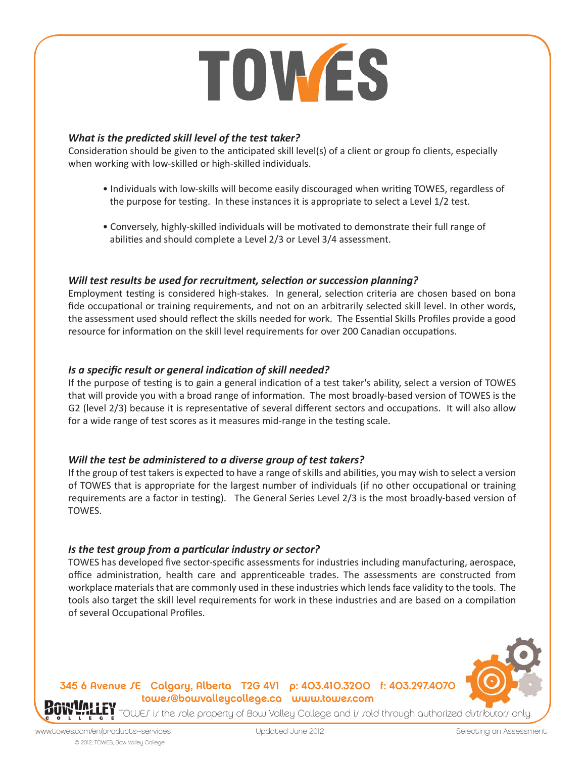# TOWES

### *What is the predicted skill level of the test taker?*

Consideration should be given to the anticipated skill level(s) of a client or group fo clients, especially when working with low-skilled or high-skilled individuals.

- Individuals with low-skills will become easily discouraged when writing TOWES, regardless of the purpose for testing. In these instances it is appropriate to select a Level 1/2 test.
- Conversely, highly-skilled individuals will be motivated to demonstrate their full range of abilities and should complete a Level 2/3 or Level 3/4 assessment.

### *Will test results be used for recruitment, selection or succession planning?*

Employment testing is considered high-stakes. In general, selection criteria are chosen based on bona fide occupational or training requirements, and not on an arbitrarily selected skill level. In other words, the assessment used should reflect the skills needed for work. The Essential Skills Profiles provide a good resource for information on the skill level requirements for over 200 Canadian occupations.

### *Is a specific result or general indication of skill needed?*

If the purpose of testing is to gain a general indication of a test taker's ability, select a version of TOWES that will provide you with a broad range of information. The most broadly-based version of TOWES is the G2 (level 2/3) because it is representative of several different sectors and occupations. It will also allow for a wide range of test scores as it measures mid-range in the testing scale.

### *Will the test be administered to a diverse group of test takers?*

If the group of test takers is expected to have a range of skills and abilities, you may wish to select a version of TOWES that is appropriate for the largest number of individuals (if no other occupational or training requirements are a factor in testing). The General Series Level 2/3 is the most broadly-based version of TOWES.

### *Is the test group from a particular industry or sector?*

TOWES has developed five sector-specific assessments for industries including manufacturing, aerospace, office administration, health care and apprenticeable trades. The assessments are constructed from workplace materials that are commonly used in these industries which lends face validity to the tools. The tools also target the skill level requirements for work in these industries and are based on a compilation of several Occupational Profiles.

**345 6 Avenue SE Calgary, Alberta T2G 4V1 p: 403.410.3200 f: 403.297.4070**
**towes@bowvalleycollege.ca www.towes.com**

BOW VALLEY COLLEGE

TOWES is the sole property of Bow Valley College and is sold through authorized distributors only.

www.towes.com/en/products--services Updated June 2012 Selecting an Assessment

© 2012, TOWES, Bow Valley College